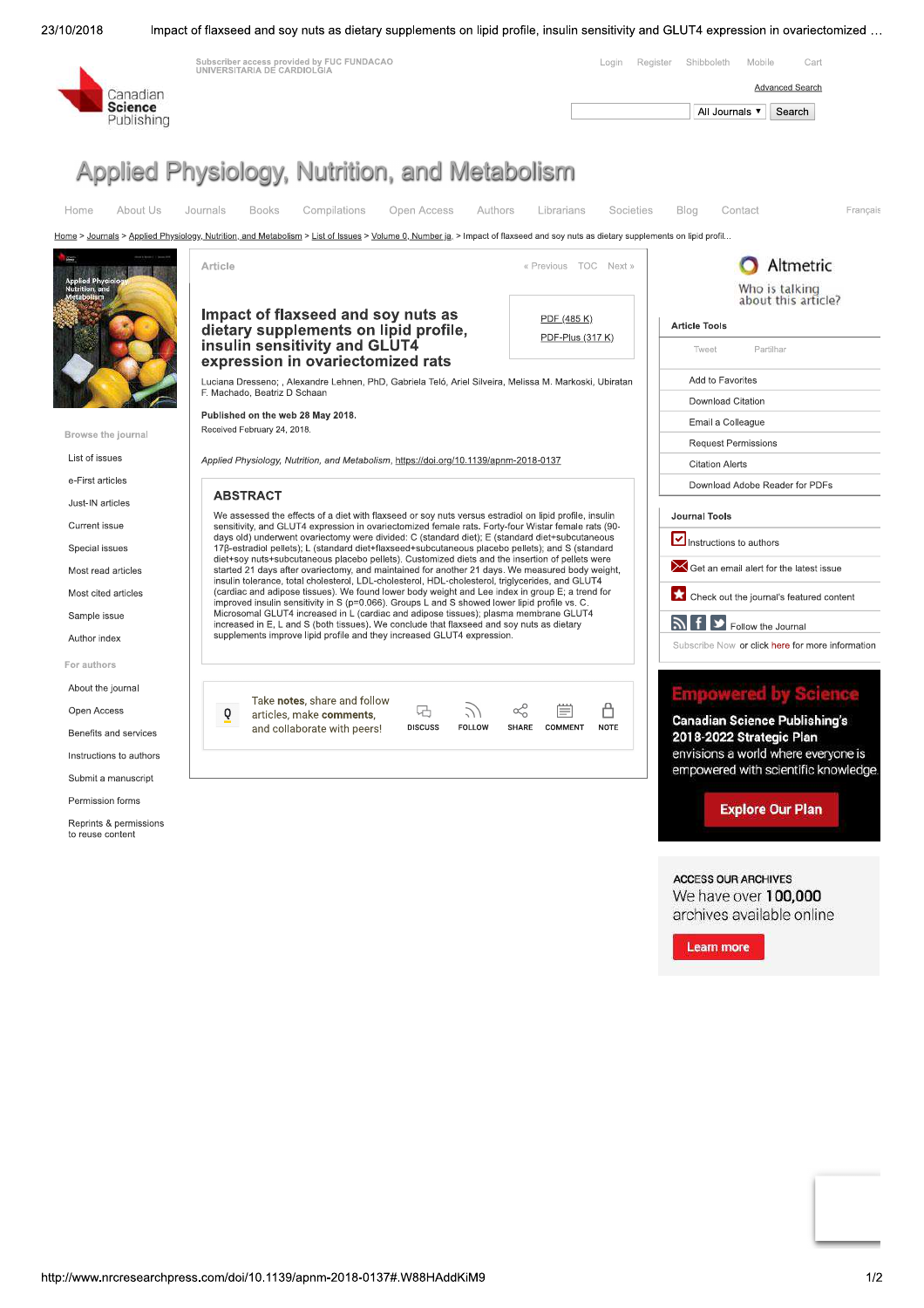# Impact of flaxseed and soy nuts as dietary supplements on lipid profile, insulin sensitivity and GLUT4 expression in ovariectomized rats

Luciana Dresseno; , Alexandre Lehnen, PhD, Gabriela Teló, Ariel Silveira, Melissa M. Markoski, Ubiratan F. Machado, Beatriz D Schaan

**Published on the web 28 May 2018.**

Received February 24, 2018.

*Applied Physiology, Nutrition, and Metabolism*, https://doi.org/10.1139/apnm-2018-0137

## ABSTRACT

We assessed the effects of a diet with flaxseed or soy nuts versus estradiol on lipid profile, insulin sensitivity, and GLUT4 expression in ovariectomized female rats. Forty-four Wistar female rats (90-days old) underwent ovariectomy were divided: C (standard diet); E (standard diet+subcutaneous 17β-estradiol pellets); L (standard diet+flaxseed+subcutaneous placebo pellets); and S (standard diet+soy nuts+subcutaneous placebo pellets). Customized diets and the insertion of pellets were started 21 days after ovariectomy, and maintained for another 21 days. We measured body weight, insulin tolerance, total cholesterol, LDL-cholesterol, HDL-cholesterol, triglycerides, and GLUT4 (cardiac and adipose tissues). We found lower body weight and Lee index in group E; a trend for improved insulin sensitivity in S (p=0.066). Groups L and S showed lower lipid profile vs. C. Microsomal GLUT4 increased in L (cardiac and adipose tissues); plasma membrane GLUT4 increased in E, L and S (both tissues). We conclude that flaxseed and soy nuts as dietary supplements improve lipid profile and they increased GLUT4 expression.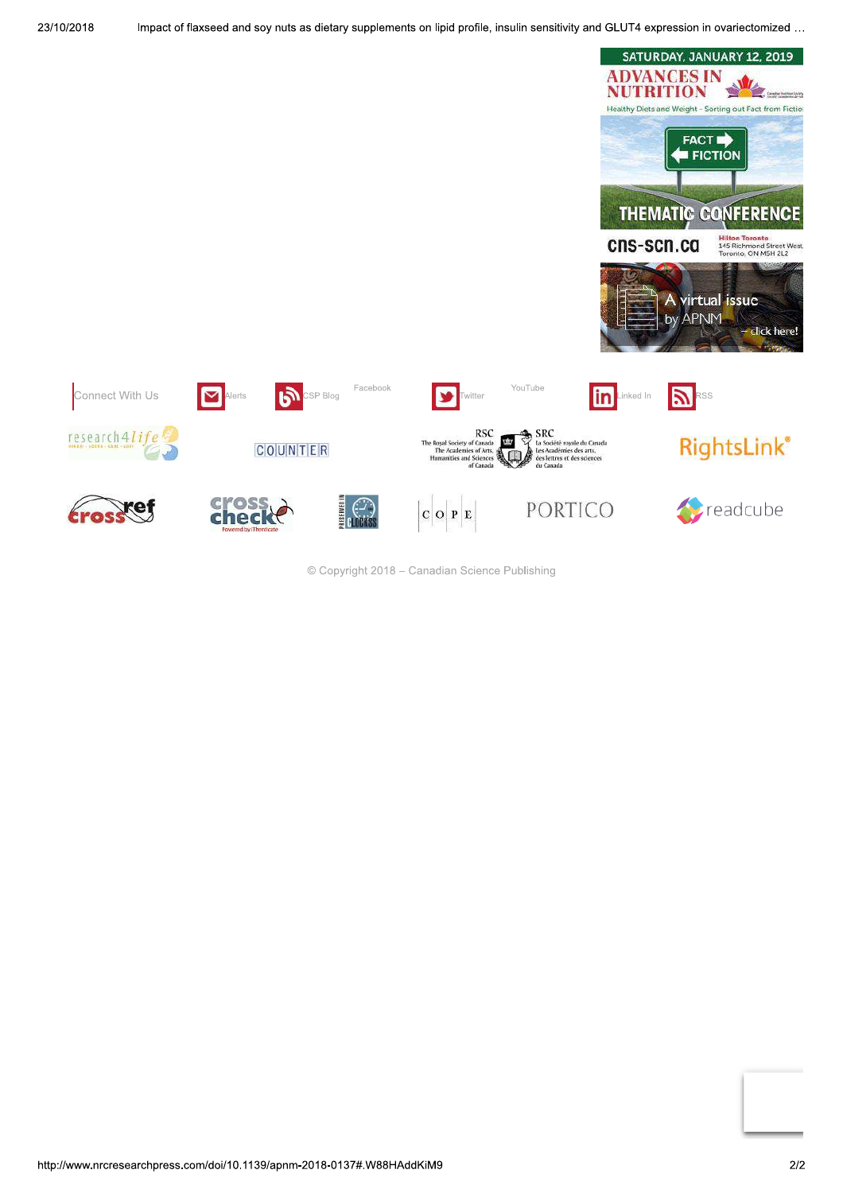SATURDAY, JANUARY 12, 2019

ADVANCES IN NUTRITION

Healthy Diets and Weight - Sorting out Fact from Fiction

FACT

FICTION

THEMATIC CONFERENCE

cns-scn.ca

Hilton Toronto
145 Richmond Street West,
Toronto, ON M5H 2L2

A virtual issue by APNM – click here!

Connect With Us

Alerts

CSP Blog

Facebook

Twitter

YouTube

Linked In

RSS

© Copyright 2018 – Canadian Science Publishing